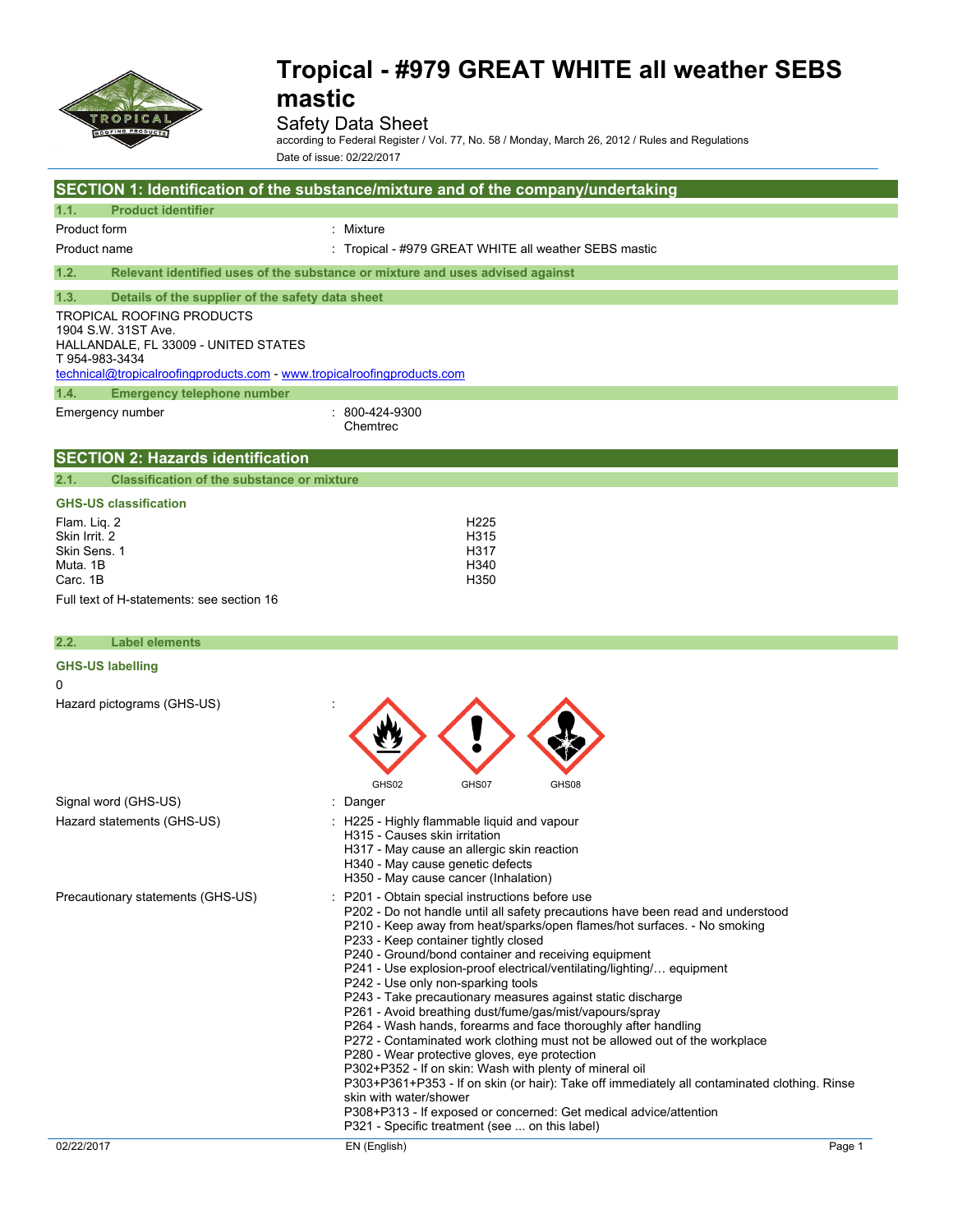# Tropical - #979 GREAT WHITE all weather SEBS mastic

Safety Data Sheet

according to Federal Register / Vol. 77, No. 58 / Monday, March 26, 2012 / Rules and Regulations

Date of issue: 02/22/2017

## SECTION 1: Identification of the substance/mixture and of the company/undertaking

### 1.1. Product identifier

| | |
|---|---|
| Product form | : Mixture |
| Product name | : Tropical - #979 GREAT WHITE all weather SEBS mastic |

### 1.2. Relevant identified uses of the substance or mixture and uses advised against

### 1.3. Details of the supplier of the safety data sheet

TROPICAL ROOFING PRODUCTS
1904 S.W. 31ST Ave.
HALLANDALE, FL 33009 - UNITED STATES
T 954-983-3434
technical@tropicalroofingproducts.com - www.tropicalroofingproducts.com

### 1.4. Emergency telephone number

| | |
|---|---|
| Emergency number | : 800-424-9300 Chemtrec |

## SECTION 2: Hazards identification

### 2.1. Classification of the substance or mixture

**GHS-US classification**

| | |
|---|---|
| Flam. Liq. 2 | H225 |
| Skin Irrit. 2 | H315 |
| Skin Sens. 1 | H317 |
| Muta. 1B | H340 |
| Carc. 1B | H350 |

Full text of H-statements: see section 16

### 2.2. Label elements

**GHS-US labelling**

0

Hazard pictograms (GHS-US) : GHS02, GHS07, GHS08

Signal word (GHS-US) : Danger

Hazard statements (GHS-US) :
- H225 - Highly flammable liquid and vapour
- H315 - Causes skin irritation
- H317 - May cause an allergic skin reaction
- H340 - May cause genetic defects
- H350 - May cause cancer (Inhalation)

Precautionary statements (GHS-US) :
- P201 - Obtain special instructions before use
- P202 - Do not handle until all safety precautions have been read and understood
- P210 - Keep away from heat/sparks/open flames/hot surfaces. - No smoking
- P233 - Keep container tightly closed
- P240 - Ground/bond container and receiving equipment
- P241 - Use explosion-proof electrical/ventilating/lighting/… equipment
- P242 - Use only non-sparking tools
- P243 - Take precautionary measures against static discharge
- P261 - Avoid breathing dust/fume/gas/mist/vapours/spray
- P264 - Wash hands, forearms and face thoroughly after handling
- P272 - Contaminated work clothing must not be allowed out of the workplace
- P280 - Wear protective gloves, eye protection
- P302+P352 - If on skin: Wash with plenty of mineral oil
- P303+P361+P353 - If on skin (or hair): Take off immediately all contaminated clothing. Rinse skin with water/shower
- P308+P313 - If exposed or concerned: Get medical advice/attention
- P321 - Specific treatment (see ... on this label)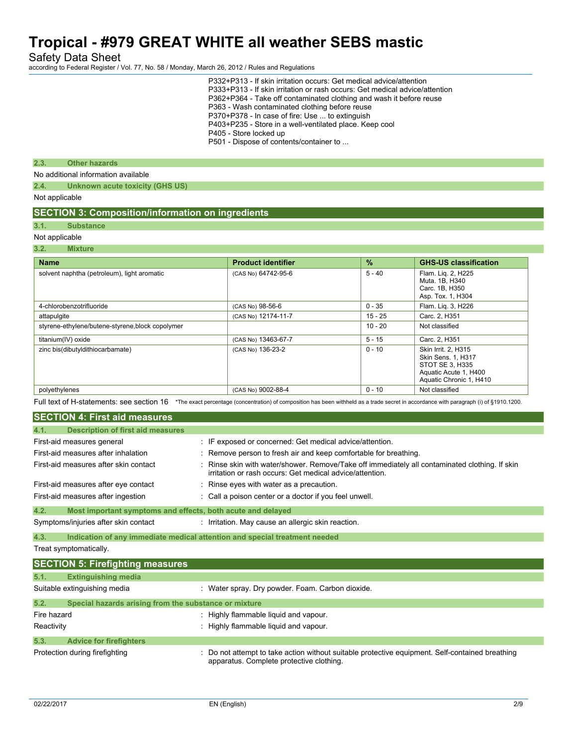P332+P313 - If skin irritation occurs: Get medical advice/attention
P333+P313 - If skin irritation or rash occurs: Get medical advice/attention
P362+P364 - Take off contaminated clothing and wash it before reuse
P363 - Wash contaminated clothing before reuse
P370+P378 - In case of fire: Use ... to extinguish
P403+P235 - Store in a well-ventilated place. Keep cool
P405 - Store locked up
P501 - Dispose of contents/container to ...

### 2.3. Other hazards

No additional information available

### 2.4. Unknown acute toxicity (GHS US)

Not applicable

## SECTION 3: Composition/information on ingredients

### 3.1. Substance

Not applicable

### 3.2. Mixture

| Name | Product identifier | % | GHS-US classification |
|---|---|---|---|
| solvent naphtha (petroleum), light aromatic | (CAS No) 64742-95-6 | 5 - 40 | Flam. Liq. 2, H225<br>Muta. 1B, H340<br>Carc. 1B, H350<br>Asp. Tox. 1, H304 |
| 4-chlorobenzotrifluoride | (CAS No) 98-56-6 | 0 - 35 | Flam. Liq. 3, H226 |
| attapulgite | (CAS No) 12174-11-7 | 15 - 25 | Carc. 2, H351 |
| styrene-ethylene/butene-styrene,block copolymer | | 10 - 20 | Not classified |
| titanium(IV) oxide | (CAS No) 13463-67-7 | 5 - 15 | Carc. 2, H351 |
| zinc bis(dibutyldithiocarbamate) | (CAS No) 136-23-2 | 0 - 10 | Skin Irrit. 2, H315<br>Skin Sens. 1, H317<br>STOT SE 3, H335<br>Aquatic Acute 1, H400<br>Aquatic Chronic 1, H410 |
| polyethylenes | (CAS No) 9002-88-4 | 0 - 10 | Not classified |

Full text of H-statements: see section 16 *The exact percentage (concentration) of composition has been withheld as a trade secret in accordance with paragraph (i) of §1910.1200.

## SECTION 4: First aid measures

### 4.1. Description of first aid measures

First-aid measures general : IF exposed or concerned: Get medical advice/attention.

First-aid measures after inhalation : Remove person to fresh air and keep comfortable for breathing.

First-aid measures after skin contact : Rinse skin with water/shower. Remove/Take off immediately all contaminated clothing. If skin irritation or rash occurs: Get medical advice/attention.

First-aid measures after eye contact : Rinse eyes with water as a precaution.

First-aid measures after ingestion : Call a poison center or a doctor if you feel unwell.

### 4.2. Most important symptoms and effects, both acute and delayed

Symptoms/injuries after skin contact : Irritation. May cause an allergic skin reaction.

### 4.3. Indication of any immediate medical attention and special treatment needed

Treat symptomatically.

## SECTION 5: Firefighting measures

### 5.1. Extinguishing media

Suitable extinguishing media : Water spray. Dry powder. Foam. Carbon dioxide.

### 5.2. Special hazards arising from the substance or mixture

Fire hazard : Highly flammable liquid and vapour.

Reactivity : Highly flammable liquid and vapour.

### 5.3. Advice for firefighters

Protection during firefighting : Do not attempt to take action without suitable protective equipment. Self-contained breathing apparatus. Complete protective clothing.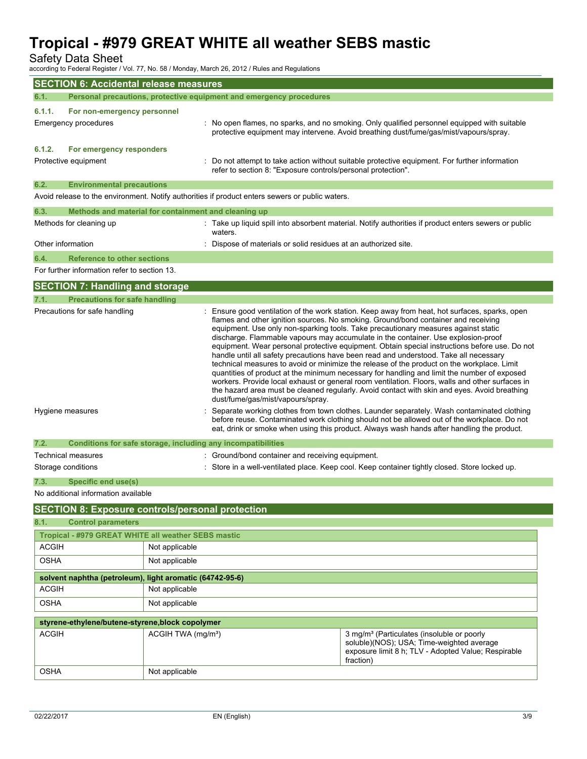## SECTION 6: Accidental release measures

### 6.1. Personal precautions, protective equipment and emergency procedures

#### 6.1.1. For non-emergency personnel

Emergency procedures : No open flames, no sparks, and no smoking. Only qualified personnel equipped with suitable protective equipment may intervene. Avoid breathing dust/fume/gas/mist/vapours/spray.

#### 6.1.2. For emergency responders

Protective equipment : Do not attempt to take action without suitable protective equipment. For further information refer to section 8: "Exposure controls/personal protection".

### 6.2. Environmental precautions

Avoid release to the environment. Notify authorities if product enters sewers or public waters.

### 6.3. Methods and material for containment and cleaning up

Methods for cleaning up : Take up liquid spill into absorbent material. Notify authorities if product enters sewers or public waters.

Other information : Dispose of materials or solid residues at an authorized site.

### 6.4. Reference to other sections

For further information refer to section 13.

## SECTION 7: Handling and storage

### 7.1. Precautions for safe handling

Precautions for safe handling : Ensure good ventilation of the work station. Keep away from heat, hot surfaces, sparks, open flames and other ignition sources. No smoking. Ground/bond container and receiving equipment. Use only non-sparking tools. Take precautionary measures against static discharge. Flammable vapours may accumulate in the container. Use explosion-proof equipment. Wear personal protective equipment. Obtain special instructions before use. Do not handle until all safety precautions have been read and understood. Take all necessary technical measures to avoid or minimize the release of the product on the workplace. Limit quantities of product at the minimum necessary for handling and limit the number of exposed workers. Provide local exhaust or general room ventilation. Floors, walls and other surfaces in the hazard area must be cleaned regularly. Avoid contact with skin and eyes. Avoid breathing dust/fume/gas/mist/vapours/spray.

Hygiene measures : Separate working clothes from town clothes. Launder separately. Wash contaminated clothing before reuse. Contaminated work clothing should not be allowed out of the workplace. Do not eat, drink or smoke when using this product. Always wash hands after handling the product.

### 7.2. Conditions for safe storage, including any incompatibilities

Technical measures : Ground/bond container and receiving equipment.

Storage conditions : Store in a well-ventilated place. Keep cool. Keep container tightly closed. Store locked up.

### 7.3. Specific end use(s)

No additional information available

## SECTION 8: Exposure controls/personal protection

### 8.1. Control parameters

| Tropical - #979 GREAT WHITE all weather SEBS mastic | |
|---|---|
| ACGIH | Not applicable |
| OSHA | Not applicable |

| solvent naphtha (petroleum), light aromatic (64742-95-6) | |
|---|---|
| ACGIH | Not applicable |
| OSHA | Not applicable |

| styrene-ethylene/butene-styrene,block copolymer | | |
|---|---|---|
| ACGIH | ACGIH TWA (mg/m³) | 3 mg/m³ (Particulates (insoluble or poorly soluble)(NOS); USA; Time-weighted average exposure limit 8 h; TLV - Adopted Value; Respirable fraction) |
| OSHA | Not applicable | |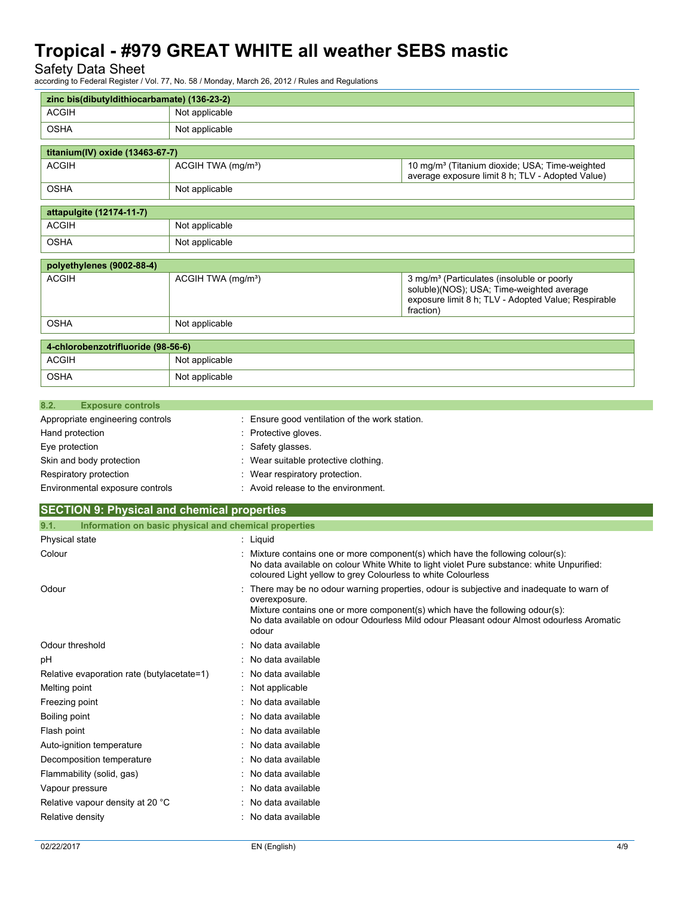| zinc bis(dibutyldithiocarbamate) (136-23-2) | | |
|---|---|---|
| ACGIH | Not applicable | |
| OSHA | Not applicable | |

| titanium(IV) oxide (13463-67-7) | | |
|---|---|---|
| ACGIH | ACGIH TWA (mg/m³) | 10 mg/m³ (Titanium dioxide; USA; Time-weighted average exposure limit 8 h; TLV - Adopted Value) |
| OSHA | Not applicable | |

| attapulgite (12174-11-7) | | |
|---|---|---|
| ACGIH | Not applicable | |
| OSHA | Not applicable | |

| polyethylenes (9002-88-4) | | |
|---|---|---|
| ACGIH | ACGIH TWA (mg/m³) | 3 mg/m³ (Particulates (insoluble or poorly soluble)(NOS); USA; Time-weighted average exposure limit 8 h; TLV - Adopted Value; Respirable fraction) |
| OSHA | Not applicable | |

| 4-chlorobenzotrifluoride (98-56-6) | | |
|---|---|---|
| ACGIH | Not applicable | |
| OSHA | Not applicable | |

### 8.2. Exposure controls

| | |
|---|---|
| Appropriate engineering controls | : Ensure good ventilation of the work station. |
| Hand protection | : Protective gloves. |
| Eye protection | : Safety glasses. |
| Skin and body protection | : Wear suitable protective clothing. |
| Respiratory protection | : Wear respiratory protection. |
| Environmental exposure controls | : Avoid release to the environment. |

## SECTION 9: Physical and chemical properties

### 9.1. Information on basic physical and chemical properties

| | |
|---|---|
| Physical state | : Liquid |
| Colour | : Mixture contains one or more component(s) which have the following colour(s): No data available on colour White White to light violet Pure substance: white Unpurified: coloured Light yellow to grey Colourless to white Colourless |
| Odour | : There may be no odour warning properties, odour is subjective and inadequate to warn of overexposure. Mixture contains one or more component(s) which have the following odour(s): No data available on odour Odourless Mild odour Pleasant odour Almost odourless Aromatic odour |
| Odour threshold | : No data available |
| pH | : No data available |
| Relative evaporation rate (butylacetate=1) | : No data available |
| Melting point | : Not applicable |
| Freezing point | : No data available |
| Boiling point | : No data available |
| Flash point | : No data available |
| Auto-ignition temperature | : No data available |
| Decomposition temperature | : No data available |
| Flammability (solid, gas) | : No data available |
| Vapour pressure | : No data available |
| Relative vapour density at 20 °C | : No data available |
| Relative density | : No data available |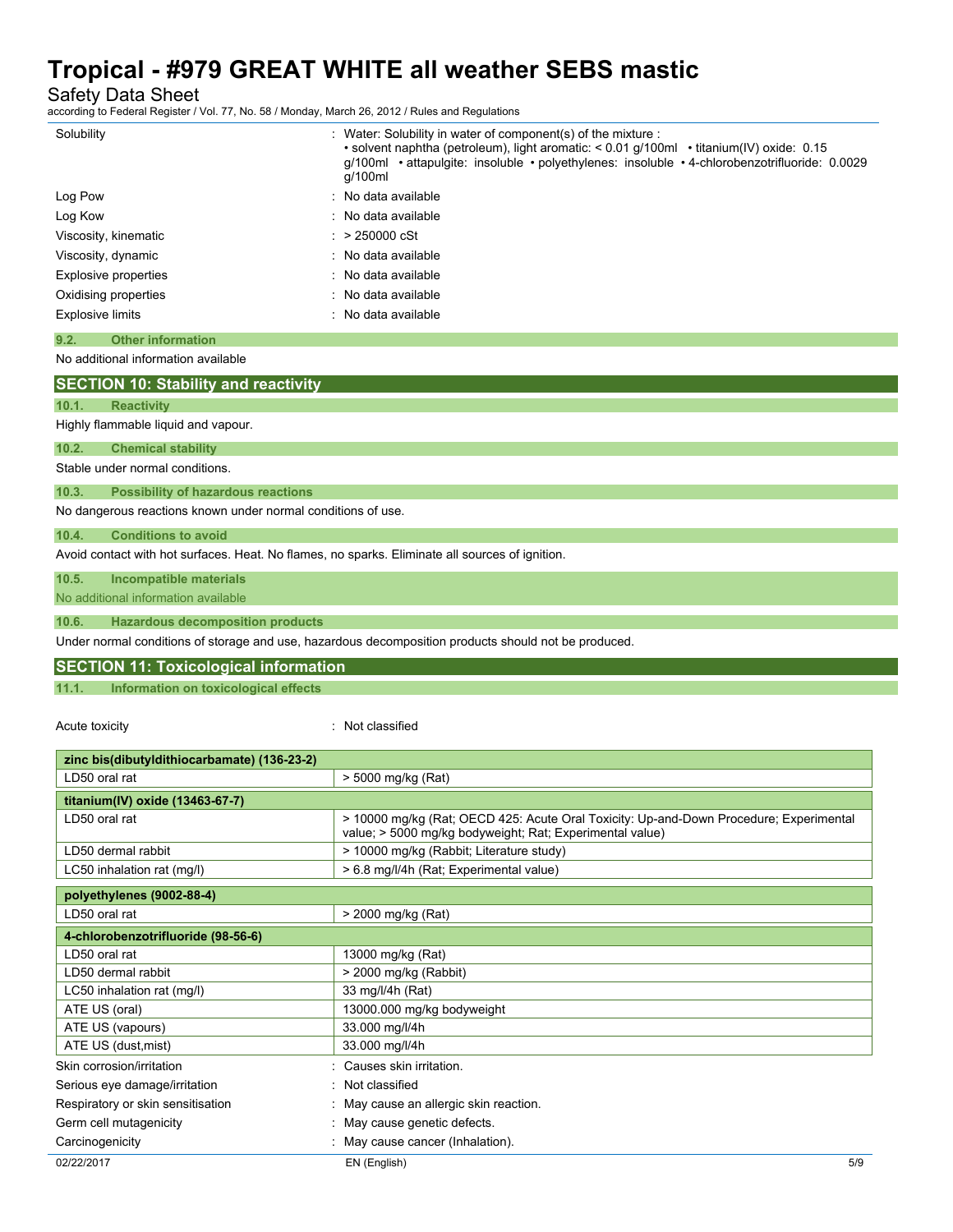| | |
|---|---|
| Solubility | : Water: Solubility in water of component(s) of the mixture : • solvent naphtha (petroleum), light aromatic: < 0.01 g/100ml • titanium(IV) oxide: 0.15 g/100ml • attapulgite: insoluble • polyethylenes: insoluble • 4-chlorobenzotrifluoride: 0.0029 g/100ml |
| Log Pow | : No data available |
| Log Kow | : No data available |
| Viscosity, kinematic | : > 250000 cSt |
| Viscosity, dynamic | : No data available |
| Explosive properties | : No data available |
| Oxidising properties | : No data available |
| Explosive limits | : No data available |

### 9.2. Other information

No additional information available

## SECTION 10: Stability and reactivity

### 10.1. Reactivity

Highly flammable liquid and vapour.

### 10.2. Chemical stability

Stable under normal conditions.

### 10.3. Possibility of hazardous reactions

No dangerous reactions known under normal conditions of use.

### 10.4. Conditions to avoid

Avoid contact with hot surfaces. Heat. No flames, no sparks. Eliminate all sources of ignition.

### 10.5. Incompatible materials

No additional information available

### 10.6. Hazardous decomposition products

Under normal conditions of storage and use, hazardous decomposition products should not be produced.

## SECTION 11: Toxicological information

### 11.1. Information on toxicological effects

Acute toxicity : Not classified

| zinc bis(dibutyldithiocarbamate) (136-23-2) | |
|---|---|
| LD50 oral rat | > 5000 mg/kg (Rat) |

| titanium(IV) oxide (13463-67-7) | |
|---|---|
| LD50 oral rat | > 10000 mg/kg (Rat; OECD 425: Acute Oral Toxicity: Up-and-Down Procedure; Experimental value; > 5000 mg/kg bodyweight; Rat; Experimental value) |
| LD50 dermal rabbit | > 10000 mg/kg (Rabbit; Literature study) |
| LC50 inhalation rat (mg/l) | > 6.8 mg/l/4h (Rat; Experimental value) |

| polyethylenes (9002-88-4) | |
|---|---|
| LD50 oral rat | > 2000 mg/kg (Rat) |

| 4-chlorobenzotrifluoride (98-56-6) | |
|---|---|
| LD50 oral rat | 13000 mg/kg (Rat) |
| LD50 dermal rabbit | > 2000 mg/kg (Rabbit) |
| LC50 inhalation rat (mg/l) | 33 mg/l/4h (Rat) |
| ATE US (oral) | 13000.000 mg/kg bodyweight |
| ATE US (vapours) | 33.000 mg/l/4h |
| ATE US (dust,mist) | 33.000 mg/l/4h |

| | |
|---|---|
| Skin corrosion/irritation | : Causes skin irritation. |
| Serious eye damage/irritation | : Not classified |
| Respiratory or skin sensitisation | : May cause an allergic skin reaction. |
| Germ cell mutagenicity | : May cause genetic defects. |
| Carcinogenicity | : May cause cancer (Inhalation). |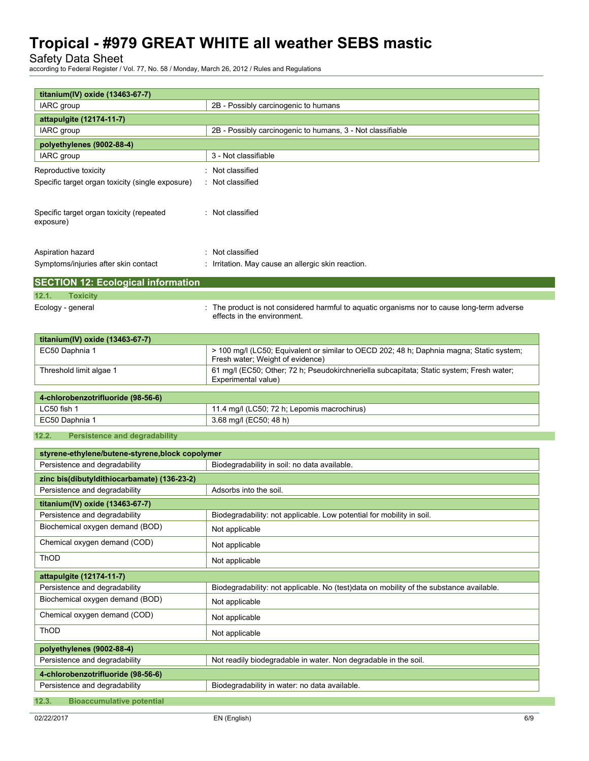| titanium(IV) oxide (13463-67-7) | |
|---|---|
| IARC group | 2B - Possibly carcinogenic to humans |

| attapulgite (12174-11-7) | |
|---|---|
| IARC group | 2B - Possibly carcinogenic to humans, 3 - Not classifiable |

| polyethylenes (9002-88-4) | |
|---|---|
| IARC group | 3 - Not classifiable |

Reproductive toxicity : Not classified

Specific target organ toxicity (single exposure) : Not classified

Specific target organ toxicity (repeated exposure) : Not classified

Aspiration hazard : Not classified

Symptoms/injuries after skin contact : Irritation. May cause an allergic skin reaction.

## SECTION 12: Ecological information

### 12.1. Toxicity

Ecology - general : The product is not considered harmful to aquatic organisms nor to cause long-term adverse effects in the environment.

| titanium(IV) oxide (13463-67-7) | |
|---|---|
| EC50 Daphnia 1 | > 100 mg/l (LC50; Equivalent or similar to OECD 202; 48 h; Daphnia magna; Static system; Fresh water; Weight of evidence) |
| Threshold limit algae 1 | 61 mg/l (EC50; Other; 72 h; Pseudokirchneriella subcapitata; Static system; Fresh water; Experimental value) |

| 4-chlorobenzotrifluoride (98-56-6) | |
|---|---|
| LC50 fish 1 | 11.4 mg/l (LC50; 72 h; Lepomis macrochirus) |
| EC50 Daphnia 1 | 3.68 mg/l (EC50; 48 h) |

### 12.2. Persistence and degradability

| styrene-ethylene/butene-styrene,block copolymer | |
|---|---|
| Persistence and degradability | Biodegradability in soil: no data available. |

| zinc bis(dibutyldithiocarbamate) (136-23-2) | |
|---|---|
| Persistence and degradability | Adsorbs into the soil. |

| titanium(IV) oxide (13463-67-7) | |
|---|---|
| Persistence and degradability | Biodegradability: not applicable. Low potential for mobility in soil. |
| Biochemical oxygen demand (BOD) | Not applicable |
| Chemical oxygen demand (COD) | Not applicable |
| ThOD | Not applicable |

| attapulgite (12174-11-7) | |
|---|---|
| Persistence and degradability | Biodegradability: not applicable. No (test)data on mobility of the substance available. |
| Biochemical oxygen demand (BOD) | Not applicable |
| Chemical oxygen demand (COD) | Not applicable |
| ThOD | Not applicable |

| polyethylenes (9002-88-4) | |
|---|---|
| Persistence and degradability | Not readily biodegradable in water. Non degradable in the soil. |

| 4-chlorobenzotrifluoride (98-56-6) | |
|---|---|
| Persistence and degradability | Biodegradability in water: no data available. |

### 12.3. Bioaccumulative potential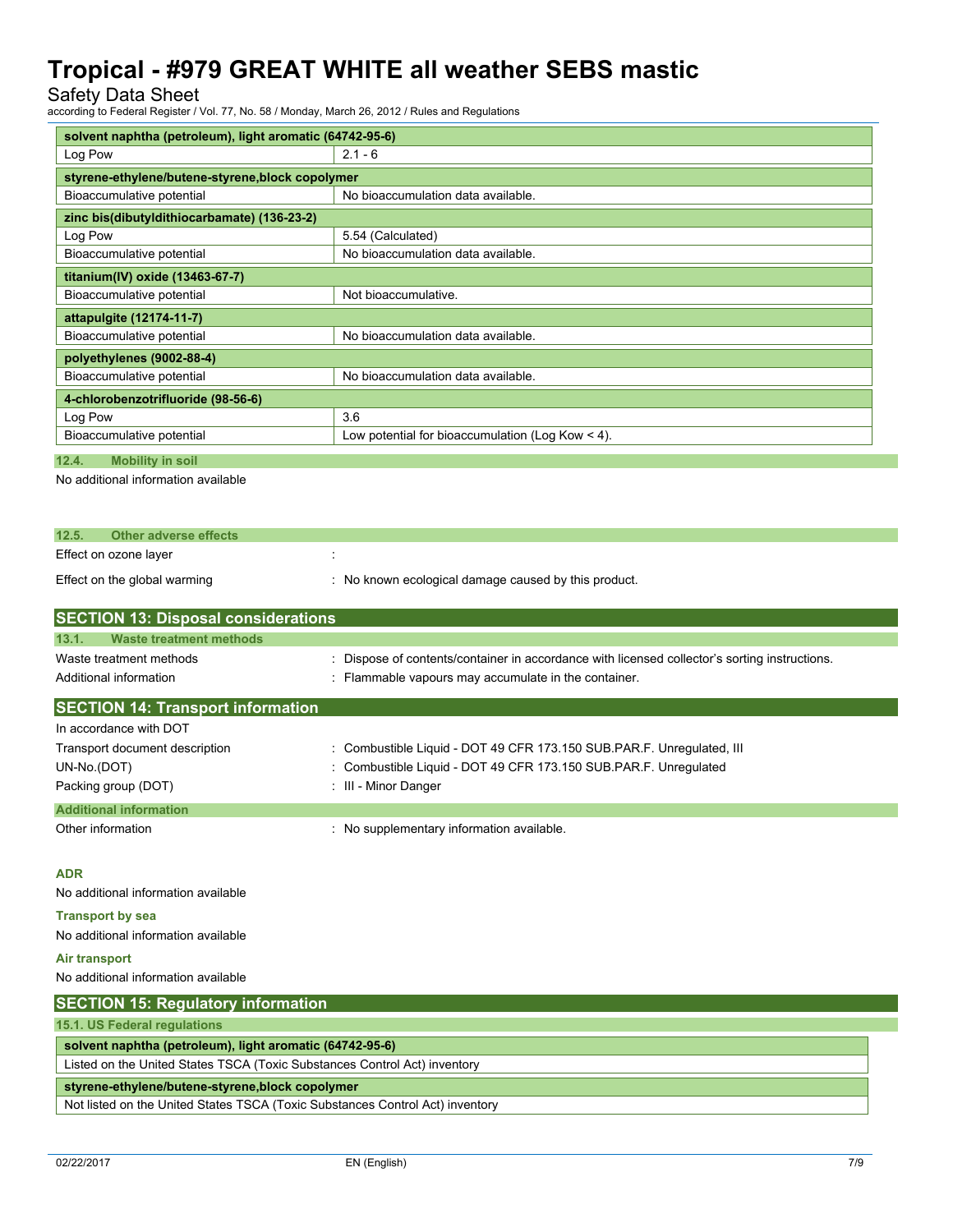| solvent naphtha (petroleum), light aromatic (64742-95-6) | |
|---|---|
| Log Pow | 2.1 - 6 |
| **styrene-ethylene/butene-styrene,block copolymer** | |
| Bioaccumulative potential | No bioaccumulation data available. |
| **zinc bis(dibutyldithiocarbamate) (136-23-2)** | |
| Log Pow | 5.54 (Calculated) |
| Bioaccumulative potential | No bioaccumulation data available. |
| **titanium(IV) oxide (13463-67-7)** | |
| Bioaccumulative potential | Not bioaccumulative. |
| **attapulgite (12174-11-7)** | |
| Bioaccumulative potential | No bioaccumulation data available. |
| **polyethylenes (9002-88-4)** | |
| Bioaccumulative potential | No bioaccumulation data available. |
| **4-chlorobenzotrifluoride (98-56-6)** | |
| Log Pow | 3.6 |
| Bioaccumulative potential | Low potential for bioaccumulation (Log Kow < 4). |

### 12.4. Mobility in soil

No additional information available

### 12.5. Other adverse effects

Effect on ozone layer :

Effect on the global warming : No known ecological damage caused by this product.

## SECTION 13: Disposal considerations

### 13.1. Waste treatment methods

Waste treatment methods : Dispose of contents/container in accordance with licensed collector's sorting instructions.

Additional information : Flammable vapours may accumulate in the container.

## SECTION 14: Transport information

In accordance with DOT

Transport document description : Combustible Liquid - DOT 49 CFR 173.150 SUB.PAR.F. Unregulated, III

UN-No.(DOT) : Combustible Liquid - DOT 49 CFR 173.150 SUB.PAR.F. Unregulated

Packing group (DOT) : III - Minor Danger

### Additional information

Other information : No supplementary information available.

**ADR**

No additional information available

**Transport by sea**

No additional information available

**Air transport**

No additional information available

## SECTION 15: Regulatory information

### 15.1. US Federal regulations

| solvent naphtha (petroleum), light aromatic (64742-95-6) |
|---|
| Listed on the United States TSCA (Toxic Substances Control Act) inventory |
| **styrene-ethylene/butene-styrene,block copolymer** |
| Not listed on the United States TSCA (Toxic Substances Control Act) inventory |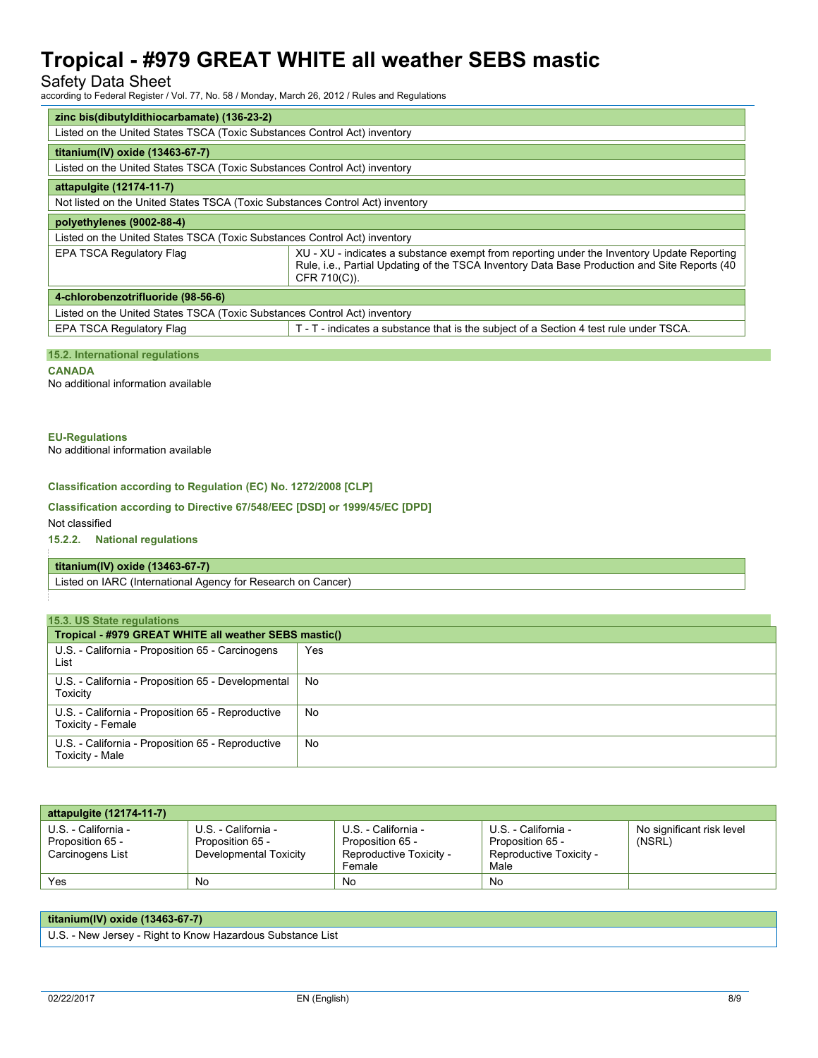| zinc bis(dibutyldithiocarbamate) (136-23-2) | |
|---|---|
| Listed on the United States TSCA (Toxic Substances Control Act) inventory | |

| titanium(IV) oxide (13463-67-7) | |
|---|---|
| Listed on the United States TSCA (Toxic Substances Control Act) inventory | |

| attapulgite (12174-11-7) | |
|---|---|
| Not listed on the United States TSCA (Toxic Substances Control Act) inventory | |

| polyethylenes (9002-88-4) | |
|---|---|
| Listed on the United States TSCA (Toxic Substances Control Act) inventory | |
| EPA TSCA Regulatory Flag | XU - XU - indicates a substance exempt from reporting under the Inventory Update Reporting Rule, i.e., Partial Updating of the TSCA Inventory Data Base Production and Site Reports (40 CFR 710(C)). |

| 4-chlorobenzotrifluoride (98-56-6) | |
|---|---|
| Listed on the United States TSCA (Toxic Substances Control Act) inventory | |
| EPA TSCA Regulatory Flag | T - T - indicates a substance that is the subject of a Section 4 test rule under TSCA. |

## 15.2. International regulations

**CANADA**

No additional information available

**EU-Regulations**

No additional information available

**Classification according to Regulation (EC) No. 1272/2008 [CLP]**

**Classification according to Directive 67/548/EEC [DSD] or 1999/45/EC [DPD]**

Not classified

### 15.2.2. National regulations

| titanium(IV) oxide (13463-67-7) |
|---|
| Listed on IARC (International Agency for Research on Cancer) |

## 15.3. US State regulations

| Tropical - #979 GREAT WHITE all weather SEBS mastic() | |
|---|---|
| U.S. - California - Proposition 65 - Carcinogens List | Yes |
| U.S. - California - Proposition 65 - Developmental Toxicity | No |
| U.S. - California - Proposition 65 - Reproductive Toxicity - Female | No |
| U.S. - California - Proposition 65 - Reproductive Toxicity - Male | No |

| attapulgite (12174-11-7) | | | | |
|---|---|---|---|---|
| U.S. - California - Proposition 65 - Carcinogens List | U.S. - California - Proposition 65 - Developmental Toxicity | U.S. - California - Proposition 65 - Reproductive Toxicity - Female | U.S. - California - Proposition 65 - Reproductive Toxicity - Male | No significant risk level (NSRL) |
| Yes | No | No | No | |

| titanium(IV) oxide (13463-67-7) |
|---|
| U.S. - New Jersey - Right to Know Hazardous Substance List |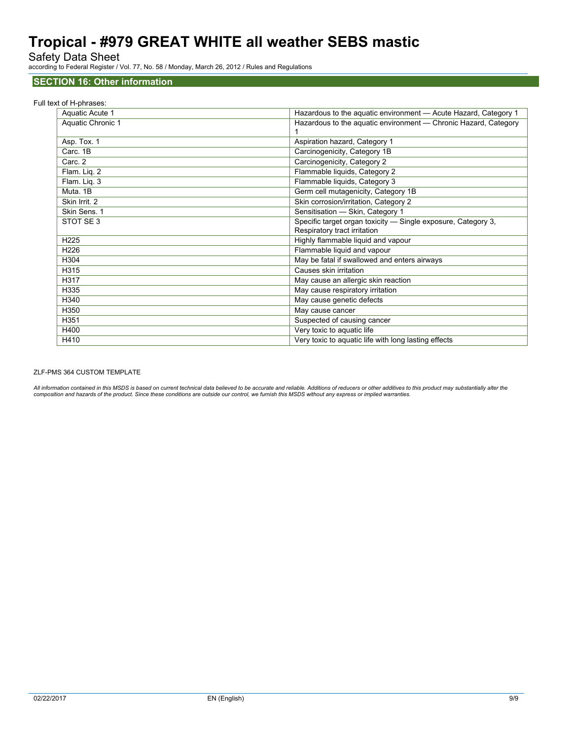## SECTION 16: Other information

Full text of H-phrases:

| | |
|---|---|
| Aquatic Acute 1 | Hazardous to the aquatic environment — Acute Hazard, Category 1 |
| Aquatic Chronic 1 | Hazardous to the aquatic environment — Chronic Hazard, Category 1 |
| Asp. Tox. 1 | Aspiration hazard, Category 1 |
| Carc. 1B | Carcinogenicity, Category 1B |
| Carc. 2 | Carcinogenicity, Category 2 |
| Flam. Liq. 2 | Flammable liquids, Category 2 |
| Flam. Liq. 3 | Flammable liquids, Category 3 |
| Muta. 1B | Germ cell mutagenicity, Category 1B |
| Skin Irrit. 2 | Skin corrosion/irritation, Category 2 |
| Skin Sens. 1 | Sensitisation — Skin, Category 1 |
| STOT SE 3 | Specific target organ toxicity — Single exposure, Category 3, Respiratory tract irritation |
| H225 | Highly flammable liquid and vapour |
| H226 | Flammable liquid and vapour |
| H304 | May be fatal if swallowed and enters airways |
| H315 | Causes skin irritation |
| H317 | May cause an allergic skin reaction |
| H335 | May cause respiratory irritation |
| H340 | May cause genetic defects |
| H350 | May cause cancer |
| H351 | Suspected of causing cancer |
| H400 | Very toxic to aquatic life |
| H410 | Very toxic to aquatic life with long lasting effects |

ZLF-PMS 364 CUSTOM TEMPLATE

*All information contained in this MSDS is based on current technical data believed to be accurate and reliable. Additions of reducers or other additives to this product may substantially alter the composition and hazards of the product. Since these conditions are outside our control, we furnish this MSDS without any express or implied warranties.*